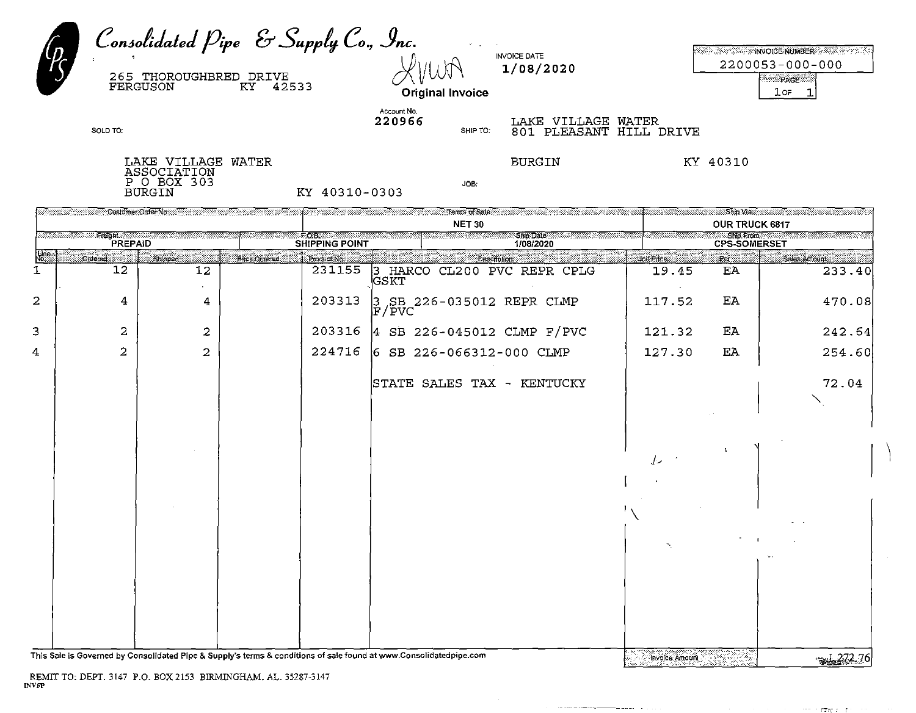# *Consolidated Pipe & Supply Co., Inc.*

265 THOROUGHBRED DRIVE
FERGUSON KY 42533

LVWA

**Original Invoice**

INVOICE DATE
**1/08/2020**

INVOICE NUMBER
2200053-000-000

PAGE
1 OF 1

Account No.
**220966**

SOLD TO:

LAKE VILLAGE WATER ASSOCIATION
P O BOX 303
BURGIN KY 40310-0303

SHIP TO:

LAKE VILLAGE WATER
801 PLEASANT HILL DRIVE
BURGIN KY 40310

JOB:

| Customer Order No. | Terms of Sale | Ship Via |
|---|---|---|
| | NET 30 | OUR TRUCK 6817 |

| Freight | F.O.B. | Ship Date | Ship From |
|---|---|---|---|
| PREPAID | SHIPPING POINT | 1/08/2020 | CPS-SOMERSET |

| Line No. | Ordered | Shipped | Back Ordered | Product No. | Description | Unit Price | Per | Sales Amount |
|---|---|---|---|---|---|---|---|---|
| 1 | 12 | 12 | | 231155 | 3 HARCO CL200 PVC REPR CPLG GSKT | 19.45 | EA | 233.40 |
| 2 | 4 | 4 | | 203313 | 3 SB 226-035012 REPR CLMP F/PVC | 117.52 | EA | 470.08 |
| 3 | 2 | 2 | | 203316 | 4 SB 226-045012 CLMP F/PVC | 121.32 | EA | 242.64 |
| 4 | 2 | 2 | | 224716 | 6 SB 226-066312-000 CLMP | 127.30 | EA | 254.60 |
| | | | | | STATE SALES TAX - KENTUCKY | | | 72.04 |

This Sale is Governed by Consolidated Pipe & Supply's terms & conditions of sale found at www.Consolidatedpipe.com

Invoice Amount: 1,272.76

REMIT TO: DEPT. 3147 P.O. BOX 2153 BIRMINGHAM, AL. 35287-3147
INVFP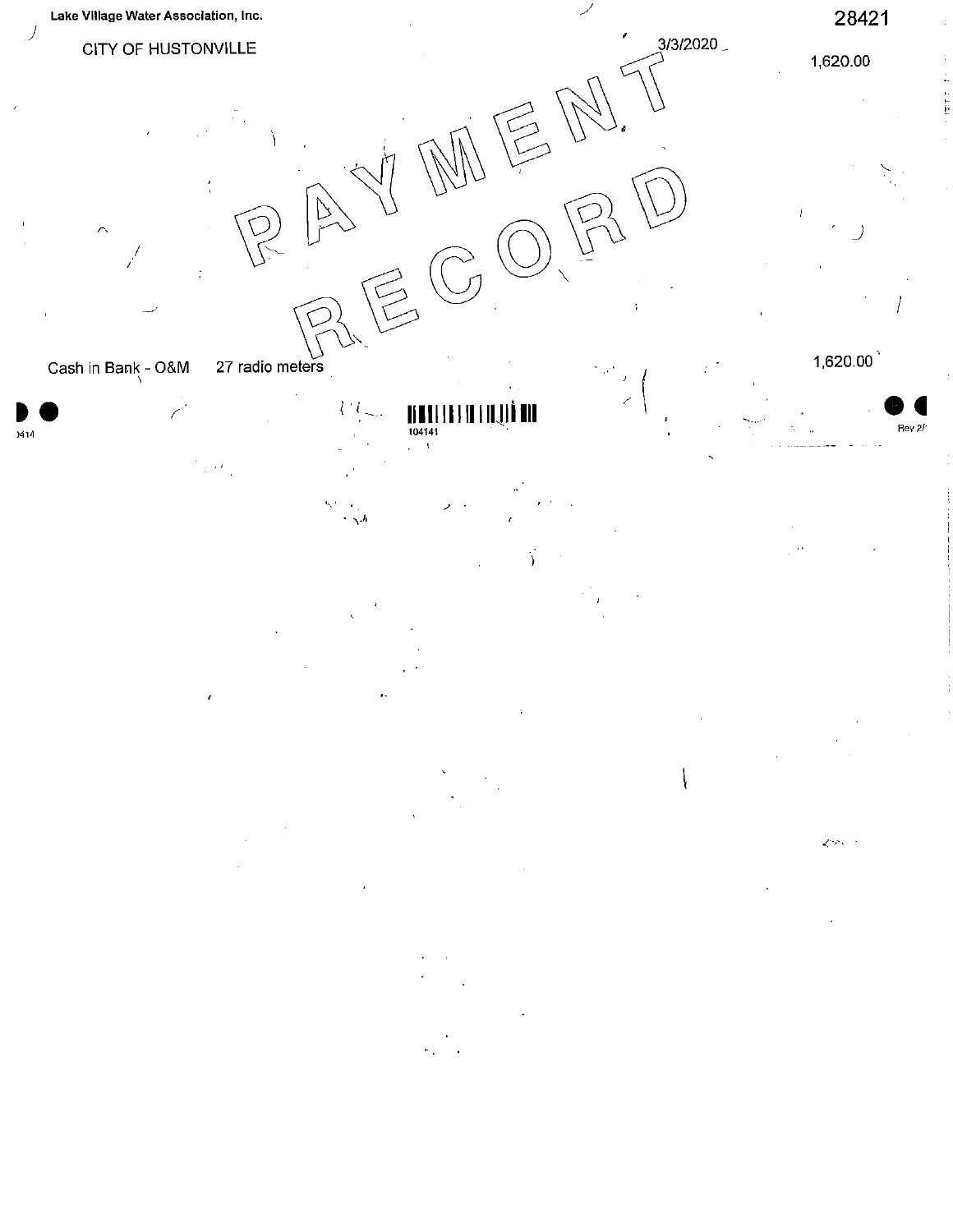**Lake Village Water Association, Inc.**

# 28421

CITY OF HUSTONVILLE

3/3/2020

1,620.00

PAYMENT RECORD

Cash in Bank - O&M    27 radio meters    1,620.00

104141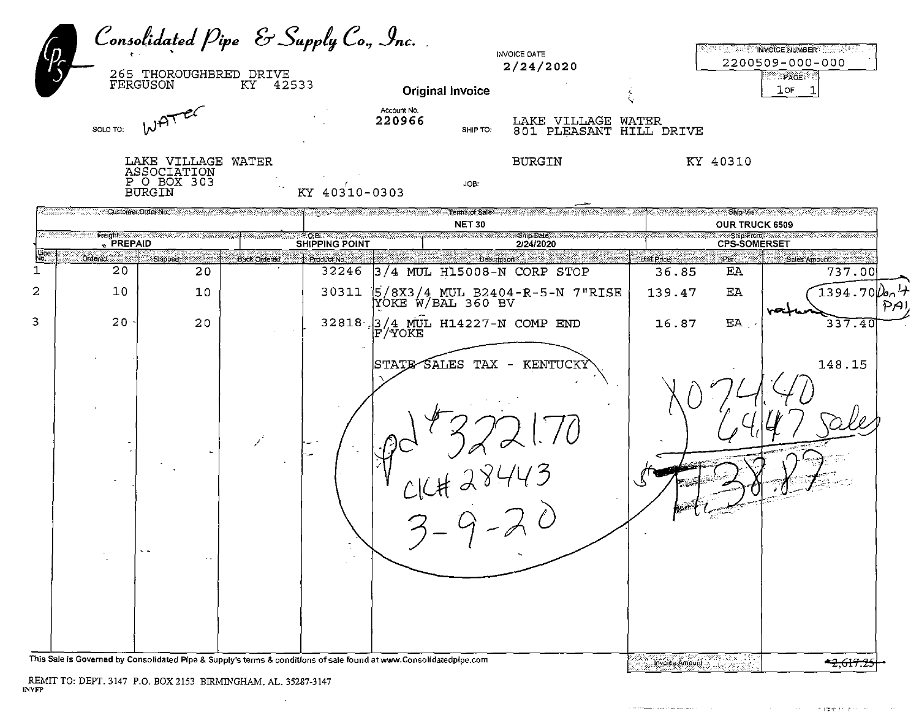# Consolidated Pipe & Supply Co., Inc.

265 THOROUGHBRED DRIVE
FERGUSON KY 42533

INVOICE DATE
2/24/2020

**Original Invoice**

INVOICE NUMBER
2200509-000-000

PAGE
1 OF 1

SOLD TO: WATER

Account No.
220966

SHIP TO: LAKE VILLAGE WATER
801 PLEASANT HILL DRIVE
BURGIN KY 40310

LAKE VILLAGE WATER
ASSOCIATION
P O BOX 303
BURGIN KY 40310-0303

JOB:

| Customer Order No. | Terms of Sale | Ship Via |
|---|---|---|
| | NET 30 | OUR TRUCK 6509 |

| Freight | F.O.B. | Ship Date | Ship From |
|---|---|---|---|
| PREPAID | SHIPPING POINT | 2/24/2020 | CPS-SOMERSET |

| Line No. | Ordered | Shipped | Back Ordered | Product No. | Description | Unit Price | Per | Sales Amount |
|---|---|---|---|---|---|---|---|---|
| 1 | 20 | 20 | | 32246 | 3/4 MUL H15008-N CORP STOP | 36.85 | EA | 737.00 |
| 2 | 10 | 10 | | 30311 | 5/8X3/4 MUL B2404-R-5-N 7"RISE YOKE W/BAL 360 BV | 139.47 | EA | 1394.70 Don't PAI return |
| 3 | 20 | 20 | | 32818 | 3/4 MUL H14227-N COMP END F/YOKE | 16.87 | EA | 337.40 |
| | | | | | STATE SALES TAX - KENTUCKY | | | 148.15 |

1074.40
64.47 sales
$1,138.87

pd $3221.70
CK# 28443
3-9-20

This Sale is Governed by Consolidated Pipe & Supply's terms & conditions of sale found at www.Consolidatedpipe.com

Invoice Amount: ~~2,617.25~~

REMIT TO: DEPT. 3147 P.O. BOX 2153 BIRMINGHAM, AL. 35287-3147
INVFP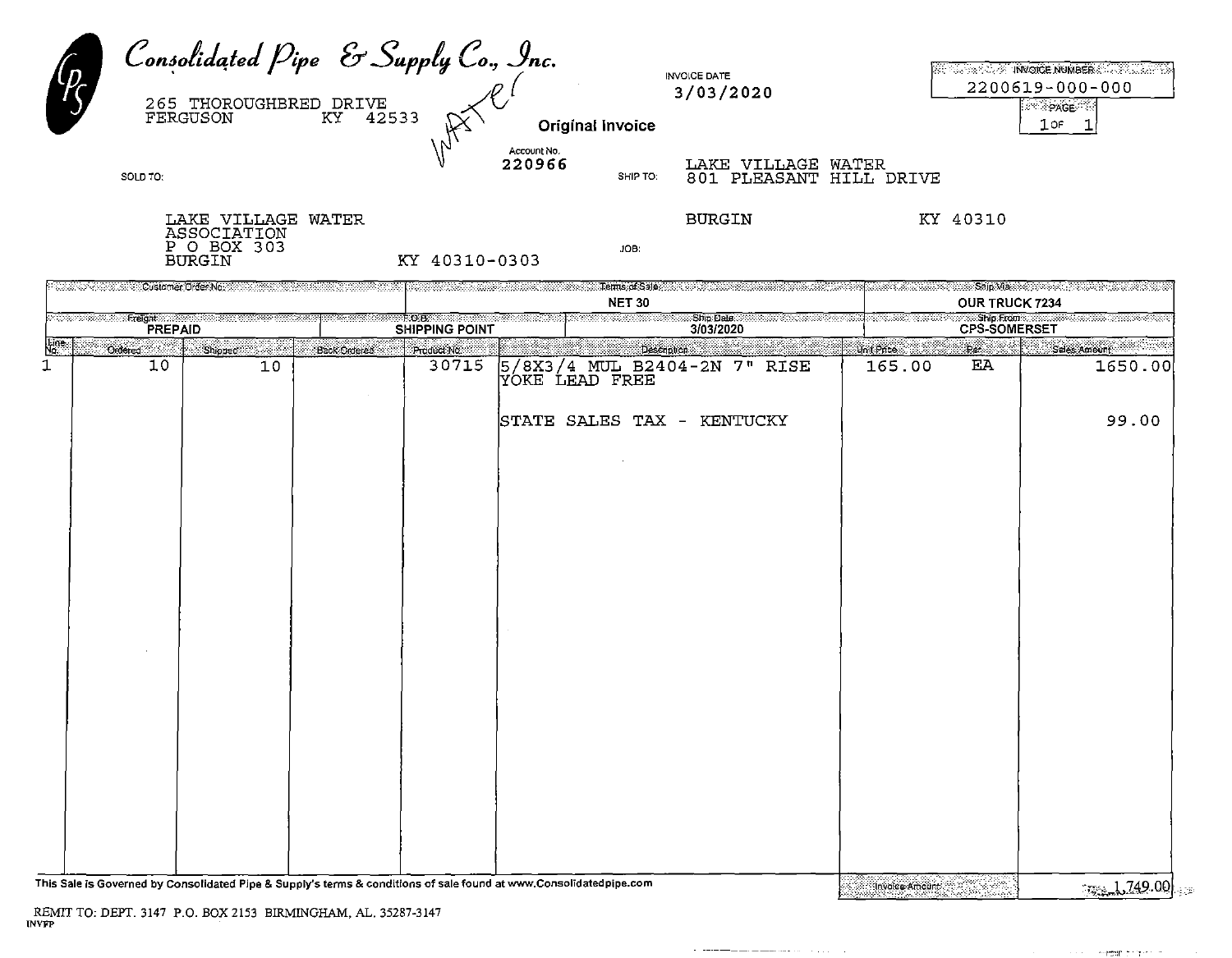# Consolidated Pipe & Supply Co., Inc.

265 THOROUGHBRED DRIVE
FERGUSON KY 42533

WATER

**Original Invoice**

INVOICE DATE
3/03/2020

INVOICE NUMBER
2200619-000-000

PAGE
1 OF 1

Account No.
220966

SOLD TO:

LAKE VILLAGE WATER
ASSOCIATION
P O BOX 303
BURGIN KY 40310-0303

SHIP TO:

LAKE VILLAGE WATER
801 PLEASANT HILL DRIVE
BURGIN KY 40310

JOB:

| Customer Order No. | Terms of Sale | Ship Via |
|---|---|---|
| | NET 30 | OUR TRUCK 7234 |

| Freight | F.O.B. | Ship Date | Ship From |
|---|---|---|---|
| PREPAID | SHIPPING POINT | 3/03/2020 | CPS-SOMERSET |

| Line No. | Ordered | Shipped | Back Ordered | Product No. | Description | Unit Price | Per | Sales Amount |
|---|---|---|---|---|---|---|---|---|
| 1 | 10 | 10 | | 30715 | 5/8X3/4 MUL B2404-2N 7" RISE YOKE LEAD FREE | 165.00 | EA | 1650.00 |
| | | | | | STATE SALES TAX - KENTUCKY | | | 99.00 |

This Sale is Governed by Consolidated Pipe & Supply's terms & conditions of sale found at www.Consolidatedpipe.com

Invoice Amount: 1,749.00

REMIT TO: DEPT. 3147 P.O. BOX 2153 BIRMINGHAM, AL. 35287-3147

INVFP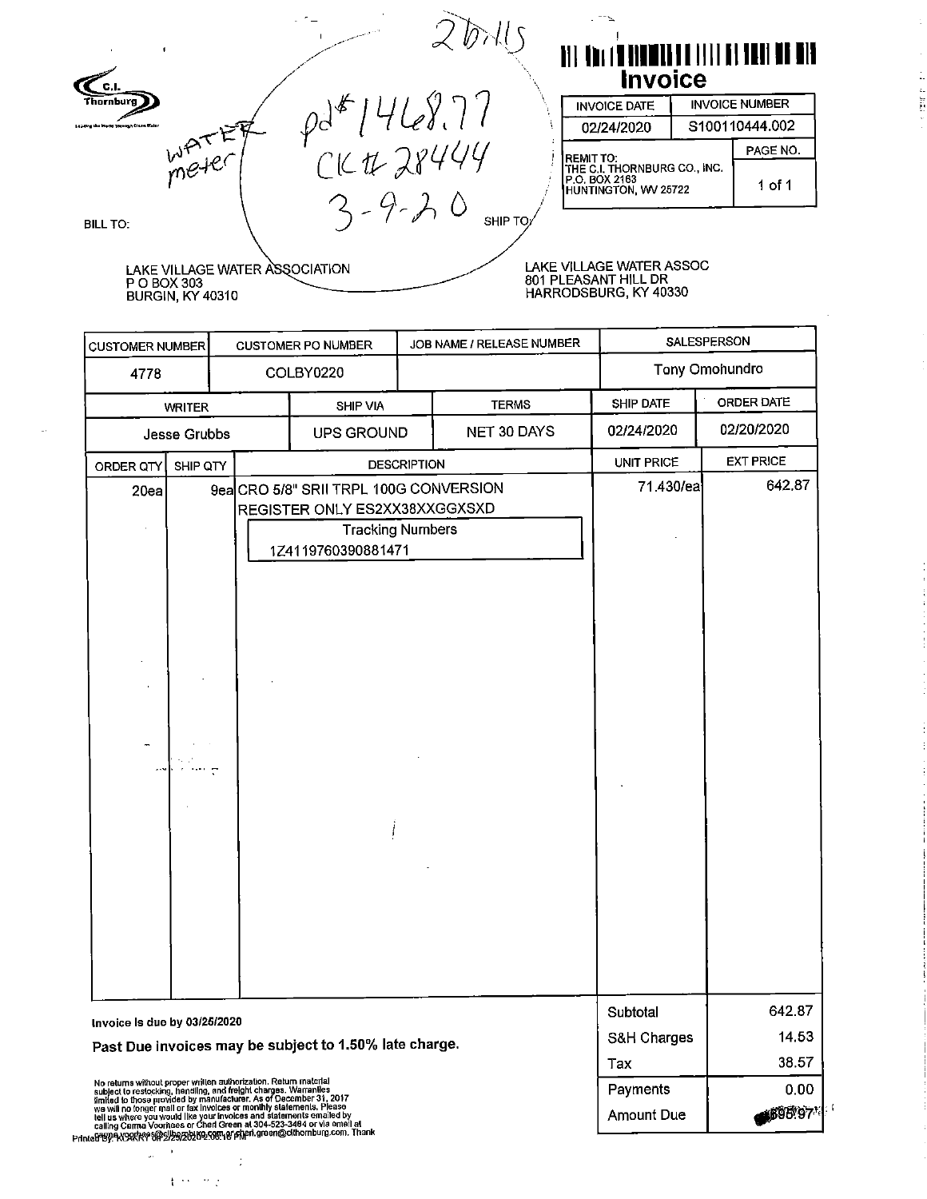2b115

C.I. Thornburg

WATER meter

pd $1468.77
CK # 28444
3-9-20

# Invoice

| INVOICE DATE | INVOICE NUMBER |
|---|---|
| 02/24/2020 | S100110444.002 |

| REMIT TO: | PAGE NO. |
|---|---|
| THE C.I. THORNBURG CO., INC. P.O. BOX 2163 HUNTINGTON, WV 25722 | 1 of 1 |

BILL TO:

LAKE VILLAGE WATER ASSOCIATION
P O BOX 303
BURGIN, KY 40310

SHIP TO:

LAKE VILLAGE WATER ASSOC
801 PLEASANT HILL DR
HARRODSBURG, KY 40330

| CUSTOMER NUMBER | CUSTOMER PO NUMBER | JOB NAME / RELEASE NUMBER | SALESPERSON |
|---|---|---|---|
| 4778 | COLBY0220 | | Tony Omohundro |

| WRITER | SHIP VIA | TERMS | SHIP DATE | ORDER DATE |
|---|---|---|---|---|
| Jesse Grubbs | UPS GROUND | NET 30 DAYS | 02/24/2020 | 02/20/2020 |

| ORDER QTY | SHIP QTY | DESCRIPTION | UNIT PRICE | EXT PRICE |
|---|---|---|---|---|
| 20ea | 9ea | CRO 5/8" SRII TRPL 100G CONVERSION REGISTER ONLY ES2XX38XXGGXSXD<br>Tracking Numbers<br>1Z4119760390881471 | 71.430/ea | 642.87 |

Invoice is due by 03/25/2020

**Past Due invoices may be subject to 1.50% late charge.**

| | |
|---|---|
| Subtotal | 642.87 |
| S&H Charges | 14.53 |
| Tax | 38.57 |
| Payments | 0.00 |
| Amount Due | 695.97 |

No returns without proper written authorization. Return material subject to restocking, handling, and freight charges. Warranties limited to those provided by manufacturer. As of December 31, 2017 we will no longer mail or fax invoices or monthly statements. Please tell us where you would like your invoices and statements emailed by calling Carma Voorhees or Cheri Green at 304-523-3484 or via email at carma.voorhees@cithornburg.com or cheri.green@cithornburg.com. Thank

Printed By: KOKKRY on 2/25/2020 2:06:18 PM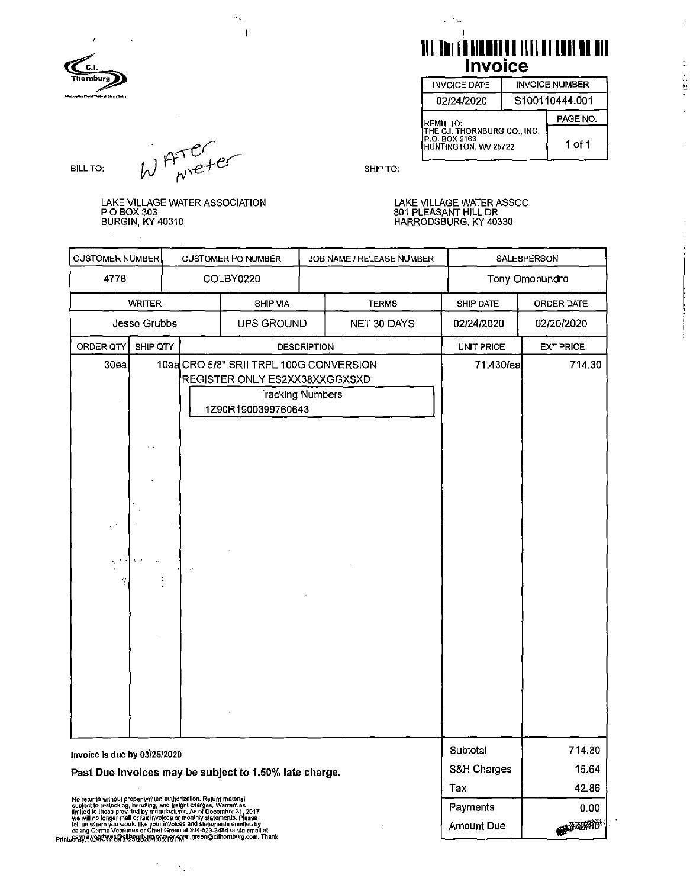C.I. Thornburg

Leading the World Through Clean Water

# Invoice

| INVOICE DATE | INVOICE NUMBER |
|---|---|
| 02/24/2020 | S100110444.001 |

| | PAGE NO. |
|---|---|
| REMIT TO: THE C.I. THORNBURG CO., INC. P.O. BOX 2163 HUNTINGTON, WV 25722 | 1 of 1 |

BILL TO: Water meter

LAKE VILLAGE WATER ASSOCIATION
P O BOX 303
BURGIN, KY 40310

SHIP TO:

LAKE VILLAGE WATER ASSOC
801 PLEASANT HILL DR
HARRODSBURG, KY 40330

| CUSTOMER NUMBER | CUSTOMER PO NUMBER | JOB NAME / RELEASE NUMBER | SALESPERSON |
|---|---|---|---|
| 4778 | COLBY0220 | | Tony Omohundro |

| WRITER | SHIP VIA | TERMS | SHIP DATE | ORDER DATE |
|---|---|---|---|---|
| Jesse Grubbs | UPS GROUND | NET 30 DAYS | 02/24/2020 | 02/20/2020 |

| ORDER QTY | SHIP QTY | DESCRIPTION | UNIT PRICE | EXT PRICE |
|---|---|---|---|---|
| 30ea | 10ea | CRO 5/8" SRII TRPL 100G CONVERSION REGISTER ONLY ES2XX38XXGGXSXD<br>Tracking Numbers<br>1Z90R1900399760643 | 71.430/ea | 714.30 |

Invoice is due by 03/25/2020

**Past Due invoices may be subject to 1.50% late charge.**

| | |
|---|---|
| Subtotal | 714.30 |
| S&H Charges | 15.64 |
| Tax | 42.86 |
| Payments | 0.00 |
| Amount Due | 772.80 |

No returns without proper written authorization. Return material subject to restocking, handling, and freight charges. Warranties limited to those provided by manufacturer. As of December 31, 2017 we will no longer mail or fax invoices or monthly statements. Please tell us where you would like your invoices and statements emailed by calling Carma Voorhees or Cheri Green at 304-523-3484 or via email at carma.voorhees@cithornburg.com or cheri.green@cithornburg.com. Thank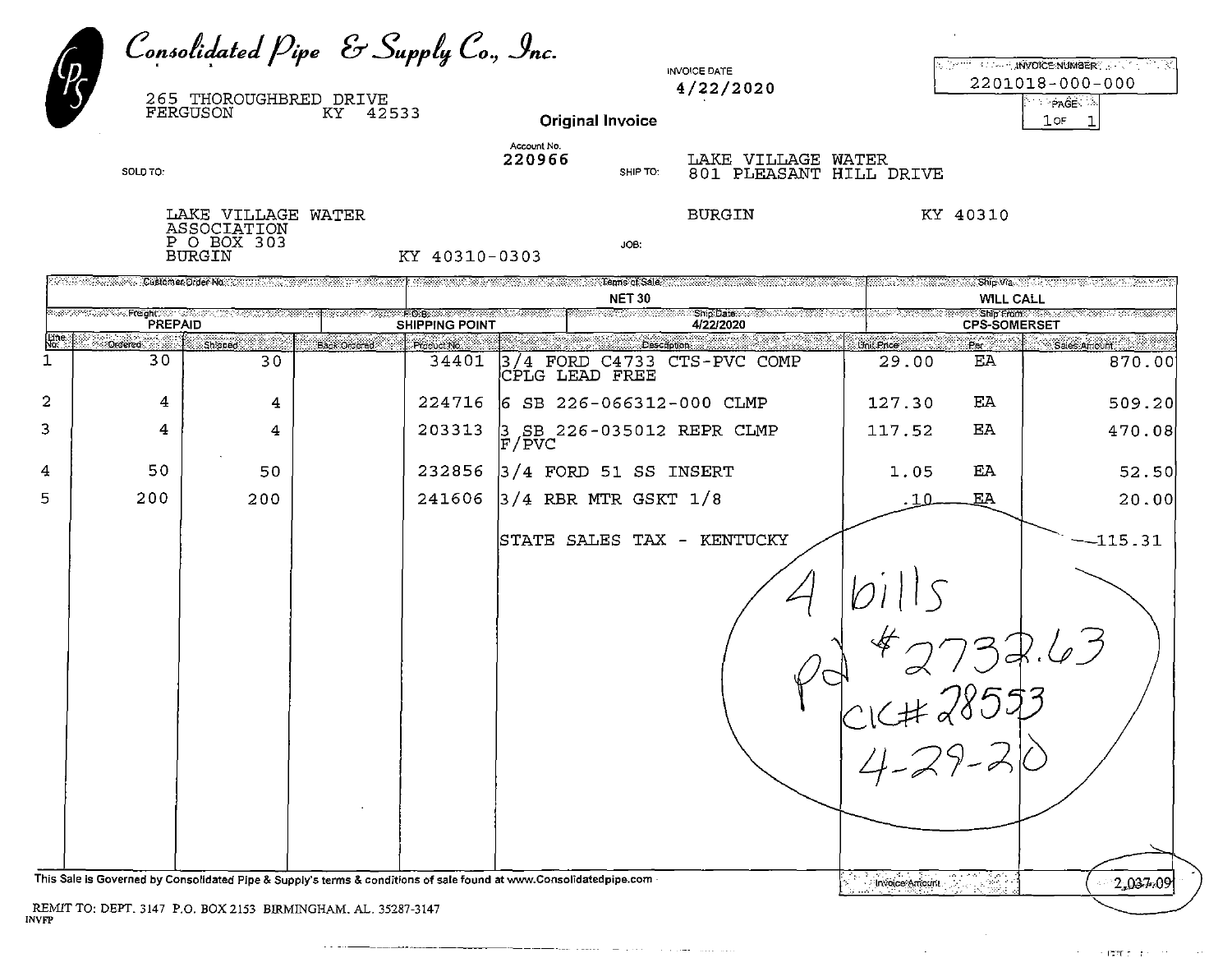# Consolidated Pipe & Supply Co., Inc.

265 THOROUGHBRED DRIVE
FERGUSON KY 42533

INVOICE DATE
4/22/2020

**Original Invoice**

INVOICE NUMBER
2201018-000-000

PAGE
1 OF 1

Account No.
220966

SOLD TO:

LAKE VILLAGE WATER
ASSOCIATION
P O BOX 303
BURGIN KY 40310-0303

SHIP TO:

LAKE VILLAGE WATER
801 PLEASANT HILL DRIVE
BURGIN KY 40310

JOB:

| Customer Order No. | Terms of Sale | Ship Via |
|---|---|---|
| | NET 30 | WILL CALL |

| Freight | F.O.B. | Ship Date | Ship From |
|---|---|---|---|
| PREPAID | SHIPPING POINT | 4/22/2020 | CPS-SOMERSET |

| Line No. | Ordered | Shipped | Back Ordered | Product No. | Description | Unit Price | Per | Sales Amount |
|---|---|---|---|---|---|---|---|---|
| 1 | 30 | 30 | | 34401 | 3/4 FORD C4733 CTS-PVC COMP CPLG LEAD FREE | 29.00 | EA | 870.00 |
| 2 | 4 | 4 | | 224716 | 6 SB 226-066312-000 CLMP | 127.30 | EA | 509.20 |
| 3 | 4 | 4 | | 203313 | 3 SB 226-035012 REPR CLMP F/PVC | 117.52 | EA | 470.08 |
| 4 | 50 | 50 | | 232856 | 3/4 FORD 51 SS INSERT | 1.05 | EA | 52.50 |
| 5 | 200 | 200 | | 241606 | 3/4 RBR MTR GSKT 1/8 | .10 | EA | 20.00 |
| | | | | | STATE SALES TAX - KENTUCKY | | | 115.31 |

4 bills
pd $2732.63
CK# 28553
4-29-20

This Sale is Governed by Consolidated Pipe & Supply's terms & conditions of sale found at www.Consolidatedpipe.com

Invoice Amount: 2,037.09

REMIT TO: DEPT. 3147 P.O. BOX 2153 BIRMINGHAM. AL. 35287-3147
INVFP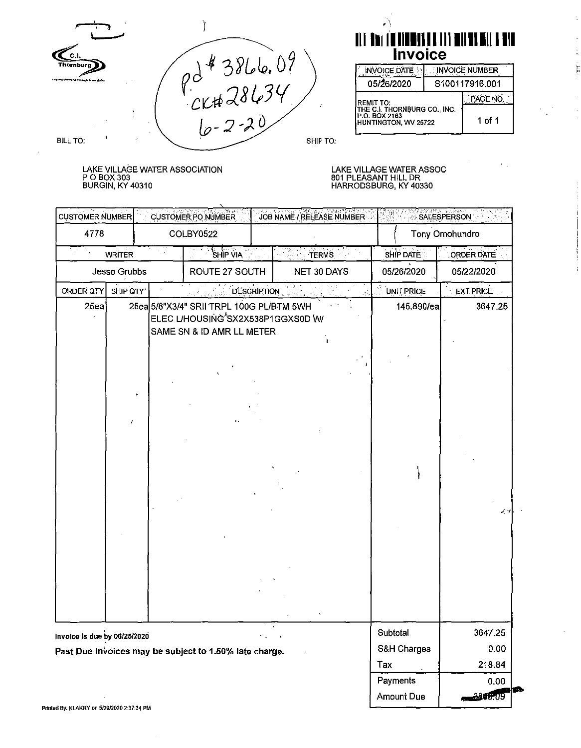C.I. Thornburg

pd # 3866.09
CK# 28634
6-2-20

# Invoice

| INVOICE DATE | INVOICE NUMBER |
|---|---|
| 05/26/2020 | S100117916.001 |

| REMIT TO: | PAGE NO. |
|---|---|
| THE C.I. THORNBURG CO., INC.<br>P.O. BOX 2163<br>HUNTINGTON, WV 25722 | 1 of 1 |

BILL TO:

LAKE VILLAGE WATER ASSOCIATION
P O BOX 303
BURGIN, KY 40310

SHIP TO:

LAKE VILLAGE WATER ASSOC
801 PLEASANT HILL DR
HARRODSBURG, KY 40330

| CUSTOMER NUMBER | CUSTOMER PO NUMBER | JOB NAME / RELEASE NUMBER | SALESPERSON |
|---|---|---|---|
| 4778 | COLBY0522 | | Tony Omohundro |

| WRITER | SHIP VIA | TERMS | SHIP DATE | ORDER DATE |
|---|---|---|---|---|
| Jesse Grubbs | ROUTE 27 SOUTH | NET 30 DAYS | 05/26/2020 | 05/22/2020 |

| ORDER QTY | SHIP QTY | DESCRIPTION | UNIT PRICE | EXT PRICE |
|---|---|---|---|---|
| 25ea | 25ea | 5/8"X3/4" SRII TRPL 100G PL/BTM 5WH ELEC L/HOUSING SX2X538P1GGXS0D W/ SAME SN & ID AMR LL METER | 145.890/ea | 3647.25 |

Invoice is due by 06/25/2020

**Past Due invoices may be subject to 1.50% late charge.**

| | |
|---|---|
| Subtotal | 3647.25 |
| S&H Charges | 0.00 |
| Tax | 218.84 |
| Payments | 0.00 |
| Amount Due | 3866.09 |

Printed By: KLAKRY on 5/29/2020 2:37:34 PM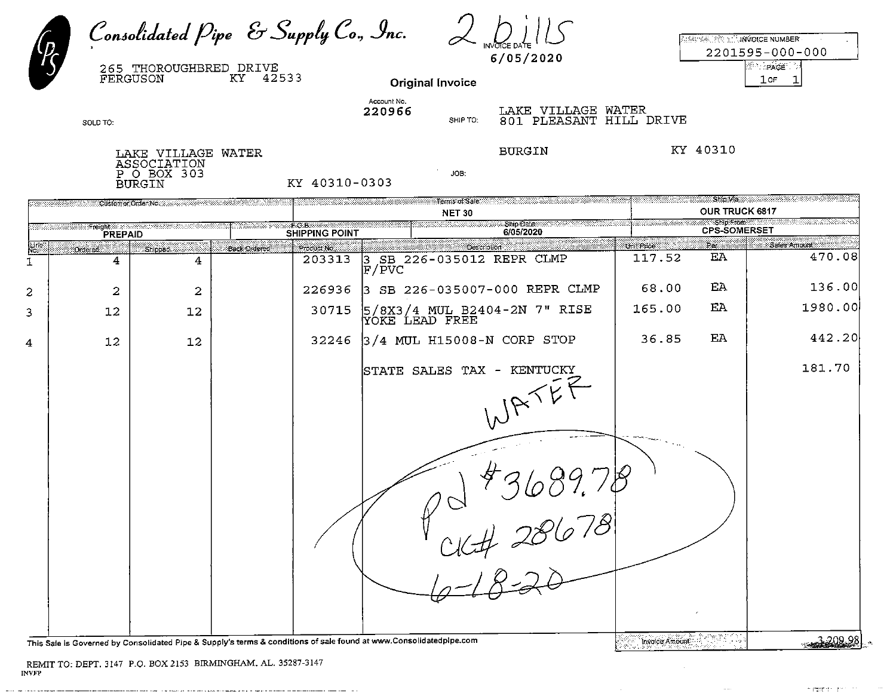# Consolidated Pipe & Supply Co., Inc.

265 THOROUGHBRED DRIVE
FERGUSON KY 42533

2 bills

INVOICE DATE
6/05/2020

**Original Invoice**

INVOICE NUMBER
2201595-000-000

PAGE
1 OF 1

Account No.
220966

SOLD TO:

LAKE VILLAGE WATER
ASSOCIATION
P O BOX 303
BURGIN KY 40310-0303

SHIP TO:

LAKE VILLAGE WATER
801 PLEASANT HILL DRIVE
BURGIN KY 40310

JOB:

| Customer Order No. | Terms of Sale | Ship Via |
| --- | --- | --- |
| | NET 30 | OUR TRUCK 6817 |

| Freight | F.O.B. | Ship Date | Ship From |
| --- | --- | --- | --- |
| PREPAID | SHIPPING POINT | 6/05/2020 | CPS-SOMERSET |

| Line No. | Ordered | Shipped | Back Ordered | Product No. | Description | Unit Price | Per | Sales Amount |
| --- | --- | --- | --- | --- | --- | --- | --- | --- |
| 1 | 4 | 4 | | 203313 | 3 SB 226-035012 REPR CLMP F/PVC | 117.52 | EA | 470.08 |
| 2 | 2 | 2 | | 226936 | 3 SB 226-035007-000 REPR CLMP | 68.00 | EA | 136.00 |
| 3 | 12 | 12 | | 30715 | 5/8X3/4 MUL B2404-2N 7" RISE YOKE LEAD FREE | 165.00 | EA | 1980.00 |
| 4 | 12 | 12 | | 32246 | 3/4 MUL H15008-N CORP STOP | 36.85 | EA | 442.20 |
| | | | | | STATE SALES TAX - KENTUCKY | | | 181.70 |

WATER

Pd $3689.78
CK# 28678
6-18-20

This Sale is Governed by Consolidated Pipe & Supply's terms & conditions of sale found at www.Consolidatedpipe.com

Invoice Amount: 3,209.98

REMIT TO: DEPT. 3147 P.O. BOX 2153 BIRMINGHAM, AL. 35287-3147
INVFP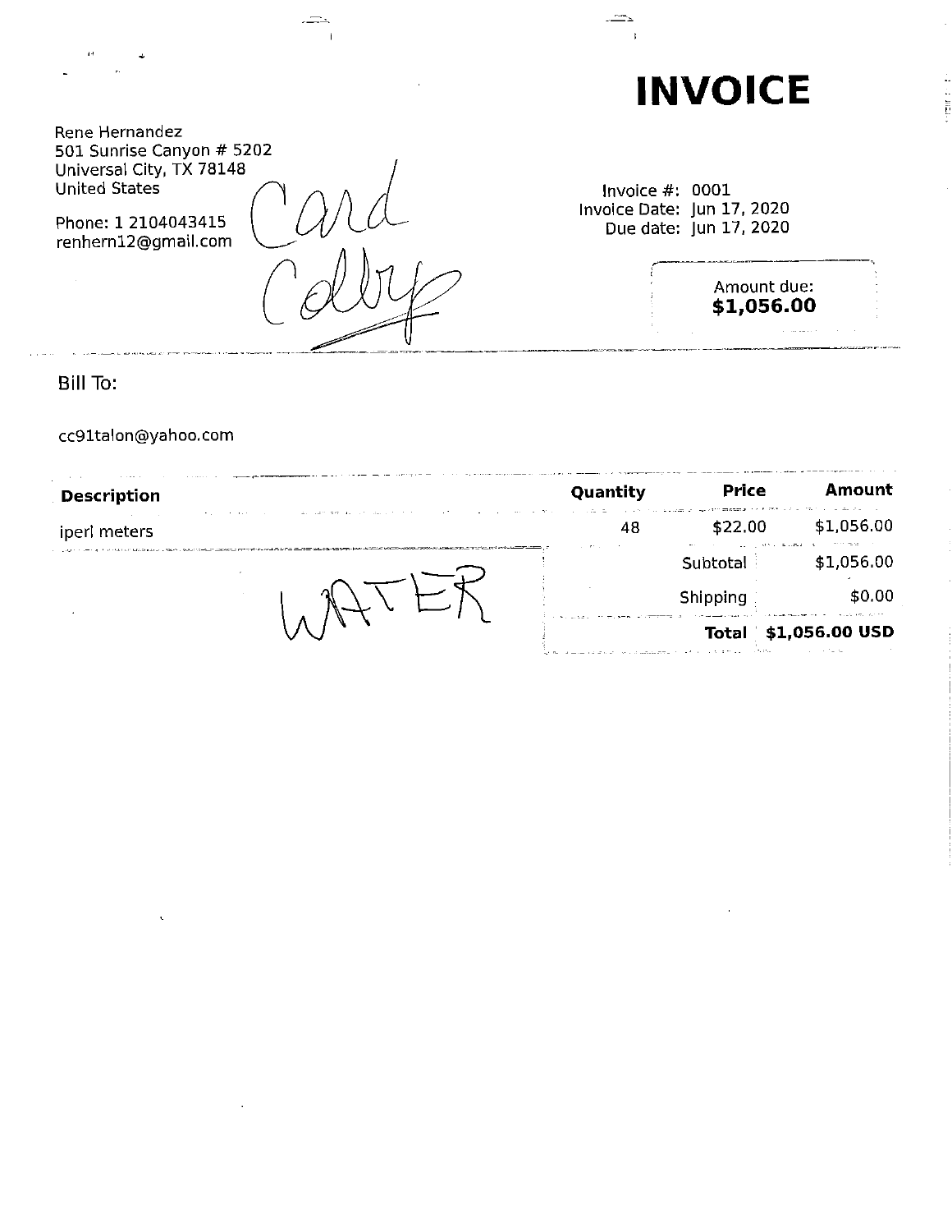# INVOICE

Rene Hernandez
501 Sunrise Canyon # 5202
Universal City, TX 78148
United States

Phone: 1 2104043415
renhern12@gmail.com

Card
Colby

Invoice #: 0001
Invoice Date: Jun 17, 2020
Due date: Jun 17, 2020

Amount due:
**$1,056.00**

Bill To:

cc91talon@yahoo.com

| Description | Quantity | Price | Amount |
|---|---|---|---|
| iperl meters | 48 | $22.00 | $1,056.00 |
| | | Subtotal | $1,056.00 |
| | | Shipping | $0.00 |
| | | **Total** | **$1,056.00 USD** |

WATER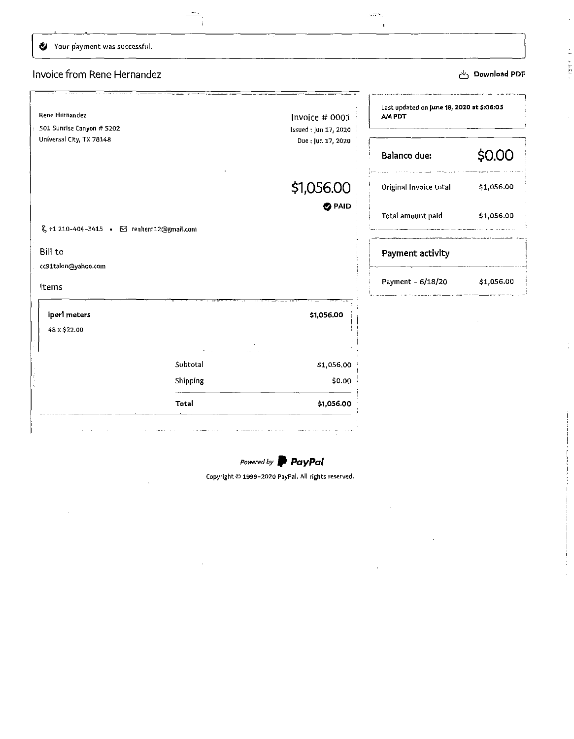Your payment was successful.

## Invoice from Rene Hernandez

Download PDF

Rene Hernandez
501 Sunrise Canyon # 5202
Universal City, TX 78148

Invoice # 0001
Issued : Jun 17, 2020
Due : Jun 17, 2020

**$1,056.00**

**PAID**

+1 210-404-3415 • renhern12@gmail.com

### Bill to

cc91talon@yahoo.com

### Items

| | |
|---|---|
| **iperl meters** 48 x $22.00 | **$1,056.00** |
| Subtotal | $1,056.00 |
| Shipping | $0.00 |
| **Total** | **$1,056.00** |

Last updated on **June 18, 2020 at 5:06:05 AM PDT**

| | |
|---|---|
| **Balance due:** | **$0.00** |
| Original Invoice total | $1,056.00 |
| Total amount paid | $1,056.00 |

**Payment activity**

| | |
|---|---|
| Payment - 6/18/20 | $1,056.00 |

*Powered by* **PayPal**

Copyright © 1999-2020 PayPal. All rights reserved.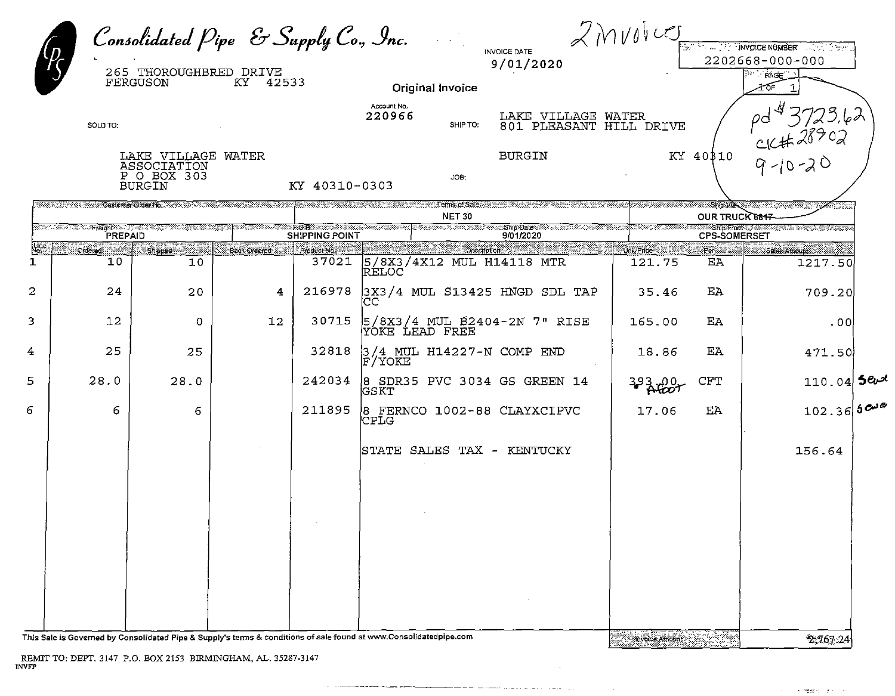# Consolidated Pipe & Supply Co., Inc.

265 THOROUGHBRED DRIVE
FERGUSON KY 42533

2 Invoices

INVOICE DATE
9/01/2020

INVOICE NUMBER
2202668-000-000

PAGE
1 OF 1

**Original Invoice**

Account No.
220966

pd # 3723.62
ck # 28902
9-10-20

SOLD TO:

LAKE VILLAGE WATER
ASSOCIATION
P O BOX 303
BURGIN KY 40310-0303

SHIP TO: LAKE VILLAGE WATER
801 PLEASANT HILL DRIVE
BURGIN KY 40310

JOB:

| Customer Order No. | Terms of Sale | | Ship Via |
|---|---|---|---|
| | NET 30 | | OUR TRUCK 6617 |
| **Freight** | **F.O.B.** | **Ship Date** | **Ship From** |
| PREPAID | SHIPPING POINT | 9/01/2020 | CPS-SOMERSET |

| Line No. | Ordered | Shipped | Back Ordered | Product No. | Description | Unit Price | Per | Sales Amount |
|---|---|---|---|---|---|---|---|---|
| 1 | 10 | 10 | | 37021 | 5/8X3/4X12 MUL H14118 MTR RELOC | 121.75 | EA | 1217.50 |
| 2 | 24 | 20 | 4 | 216978 | 3X3/4 MUL S13425 HNGD SDL TAP CC | 35.46 | EA | 709.20 |
| 3 | 12 | 0 | 12 | 30715 | 5/8X3/4 MUL B2404-2N 7" RISE YOKE LEAD FREE | 165.00 | EA | .00 |
| 4 | 25 | 25 | | 32818 | 3/4 MUL H14227-N COMP END F/YOKE | 18.86 | EA | 471.50 |
| 5 | 28.0 | 28.0 | | 242034 | 8 SDR35 PVC 3034 GS GREEN 14 GSKT | 393.00 (A foot) | CFT | 110.04 Sewer |
| 6 | 6 | 6 | | 211895 | 8 FERNCO 1002-88 CLAYXCIPVC CPLG | 17.06 | EA | 102.36 Sewer |
| | | | | | STATE SALES TAX - KENTUCKY | | | 156.64 |

This Sale is Governed by Consolidated Pipe & Supply's terms & conditions of sale found at www.Consolidatedpipe.com

Invoice Amount: 2,767.24

REMIT TO: DEPT. 3147 P.O. BOX 2153 BIRMINGHAM, AL. 35287-3147
INVFP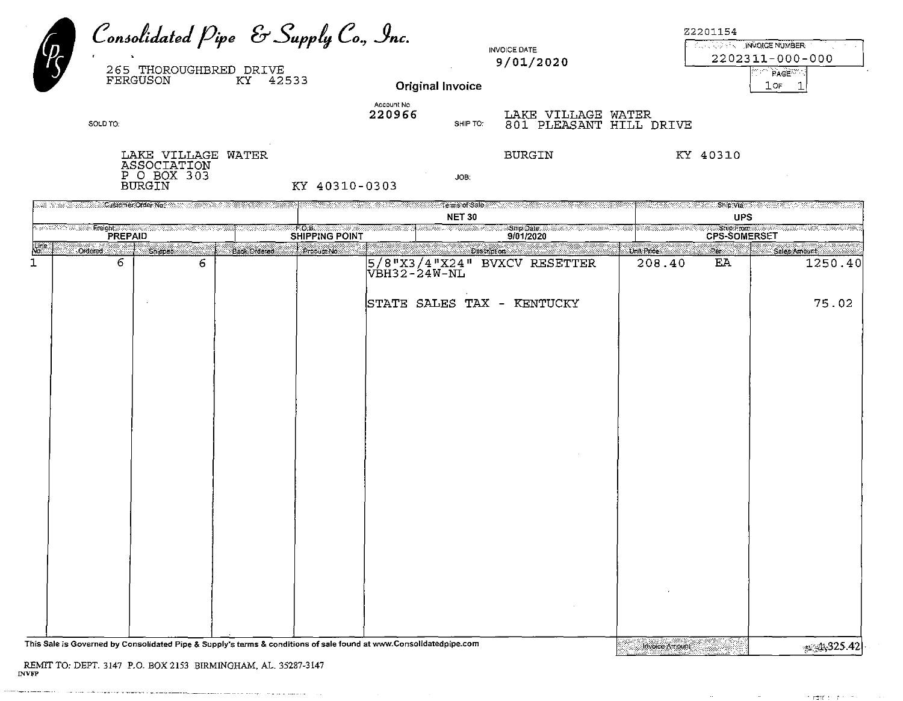# Consolidated Pipe & Supply Co., Inc.

265 THOROUGHBRED DRIVE
FERGUSON KY 42533

Z2201154

INVOICE DATE
9/01/2020

INVOICE NUMBER
2202311-000-000

PAGE
1 OF 1

**Original Invoice**

Account No
220966

SOLD TO:

LAKE VILLAGE WATER
ASSOCIATION
P O BOX 303
BURGIN KY 40310-0303

SHIP TO:

LAKE VILLAGE WATER
801 PLEASANT HILL DRIVE
BURGIN KY 40310

JOB:

| Customer Order No. | Terms of Sale | Ship Via |
| --- | --- | --- |
| | NET 30 | UPS |

| Freight | F.O.B. | Ship Date | Ship From |
| --- | --- | --- | --- |
| PREPAID | SHIPPING POINT | 9/01/2020 | CPS-SOMERSET |

| Line No. | Ordered | Shipped | Back Ordered | Product No. | Description | Unit Price | Per | Sales Amount |
| --- | --- | --- | --- | --- | --- | --- | --- | --- |
| 1 | 6 | 6 | | | 5/8"X3/4"X24" BVXCV RESETTER VBH32-24W-NL | 208.40 | EA | 1250.40 |
| | | | | | STATE SALES TAX - KENTUCKY | | | 75.02 |

This Sale is Governed by Consolidated Pipe & Supply's terms & conditions of sale found at www.Consolidatedpipe.com

Invoice Amount: 1,325.42

REMIT TO: DEPT. 3147 P.O. BOX 2153 BIRMINGHAM, AL 35287-3147
INVFP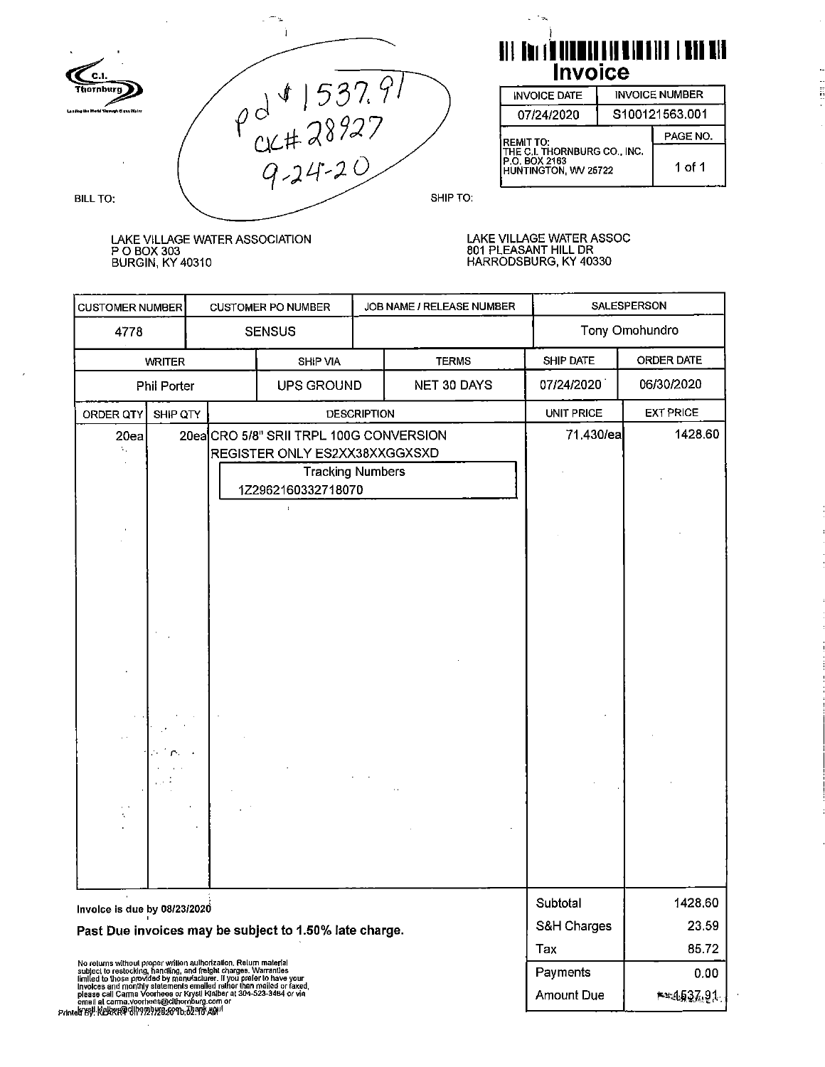C.I. Thornburg

Leading the World Through Clean Water

pd $1537.91
ck# 28927
9-24-20

# Invoice

| INVOICE DATE | INVOICE NUMBER |
|---|---|
| 07/24/2020 | S100121563.001 |

| REMIT TO: | PAGE NO. |
|---|---|
| THE C.I. THORNBURG CO., INC. P.O. BOX 2163 HUNTINGTON, WV 25722 | 1 of 1 |

BILL TO:

LAKE VILLAGE WATER ASSOCIATION
P O BOX 303
BURGIN, KY 40310

SHIP TO:

LAKE VILLAGE WATER ASSOC
801 PLEASANT HILL DR
HARRODSBURG, KY 40330

| CUSTOMER NUMBER | CUSTOMER PO NUMBER | JOB NAME / RELEASE NUMBER | SALESPERSON |
|---|---|---|---|
| 4778 | SENSUS | | Tony Omohundro |

| WRITER | SHIP VIA | TERMS | SHIP DATE | ORDER DATE |
|---|---|---|---|---|
| Phil Porter | UPS GROUND | NET 30 DAYS | 07/24/2020 | 06/30/2020 |

| ORDER QTY | SHIP QTY | DESCRIPTION | UNIT PRICE | EXT PRICE |
|---|---|---|---|---|
| 20ea | 20ea | CRO 5/8" SRII TRPL 100G CONVERSION REGISTER ONLY ES2XX38XXGGXSXD<br>Tracking Numbers<br>1Z2962160332718070 | 71.430/ea | 1428.60 |

Invoice is due by 08/23/2020

**Past Due invoices may be subject to 1.50% late charge.**

| | |
|---|---|
| Subtotal | 1428.60 |
| S&H Charges | 23.59 |
| Tax | 85.72 |
| Payments | 0.00 |
| Amount Due | 1537.91 |

No returns without proper written authorization. Return material subject to restocking, handling, and freight charges. Warranties limited to those provided by manufacturer. If you prefer to have your invoices and monthly statements emailed rather than mailed or faxed, please call Carma Voorhees or Krysti Klalber at 304-523-3484 or via email at carma.voorhees@cithornburg.com or krysti.klalber@cithornburg.com. Thank you!

Printed By: KDARR on 7/27/2020 10:02:10 AM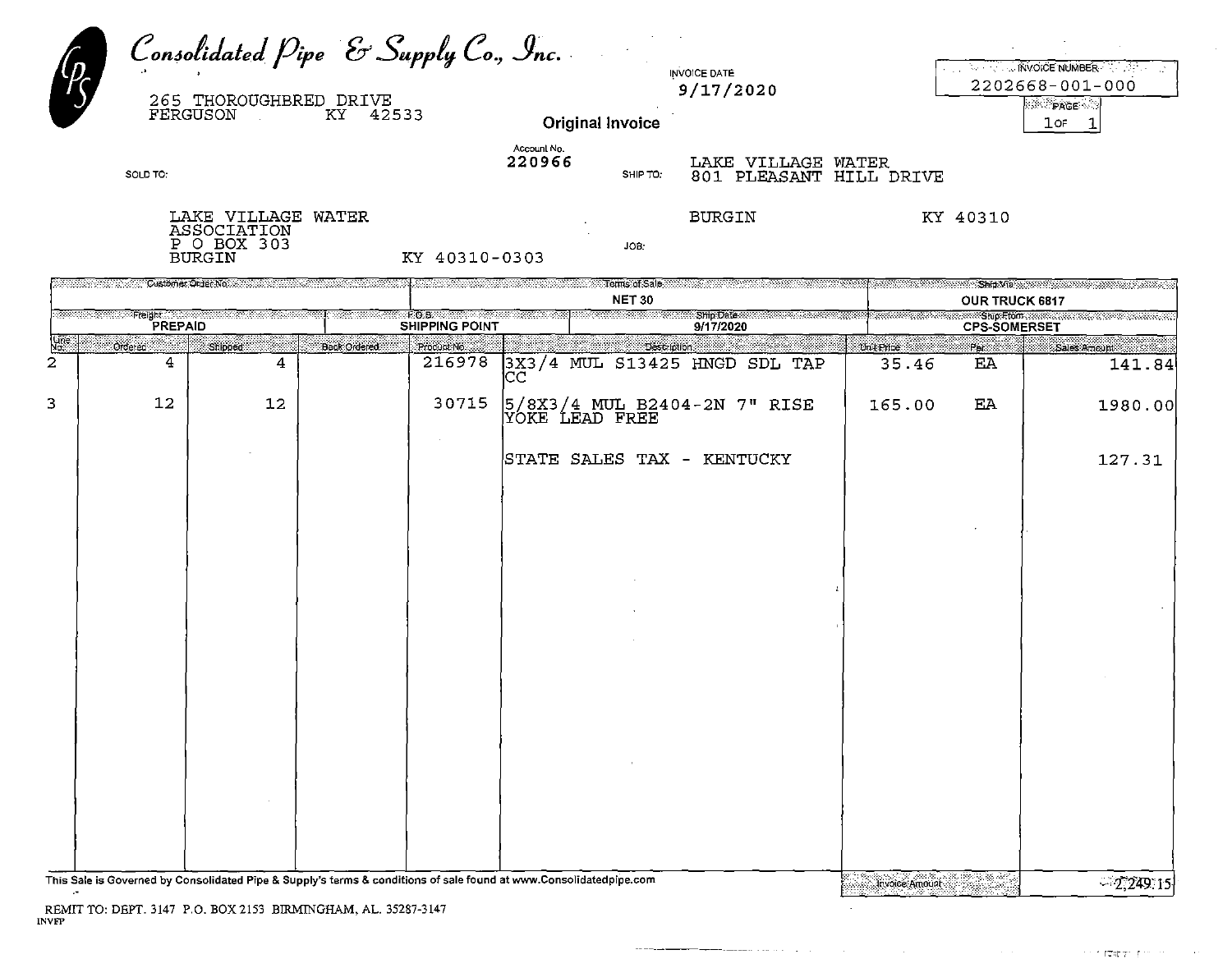# Consolidated Pipe & Supply Co., Inc.

265 THOROUGHBRED DRIVE
FERGUSON KY 42533

**Original Invoice**

INVOICE DATE
9/17/2020

INVOICE NUMBER
2202668-001-000

PAGE
1 OF 1

Account No.
220966

SOLD TO:

LAKE VILLAGE WATER
ASSOCIATION
P O BOX 303
BURGIN KY 40310-0303

SHIP TO:

LAKE VILLAGE WATER
801 PLEASANT HILL DRIVE
BURGIN KY 40310

JOB:

| Customer Order No. | Terms of Sale | Ship Via |
|---|---|---|
| | NET 30 | OUR TRUCK 6817 |

| Freight | F.O.B. | Ship Date | Ship From |
|---|---|---|---|
| PREPAID | SHIPPING POINT | 9/17/2020 | CPS-SOMERSET |

| Line No. | Ordered | Shipped | Back Ordered | Product No. | Description | Unit Price | Per | Sales Amount |
|---|---|---|---|---|---|---|---|---|
| 2 | 4 | 4 | | 216978 | 3X3/4 MUL S13425 HNGD SDL TAP CC | 35.46 | EA | 141.84 |
| 3 | 12 | 12 | | 30715 | 5/8X3/4 MUL B2404-2N 7" RISE YOKE LEAD FREE | 165.00 | EA | 1980.00 |
| | | | | | STATE SALES TAX - KENTUCKY | | | 127.31 |

This Sale is Governed by Consolidated Pipe & Supply's terms & conditions of sale found at www.Consolidatedpipe.com

Invoice Amount: 2,249.15

REMIT TO: DEPT. 3147 P.O. BOX 2153 BIRMINGHAM, AL. 35287-3147

INVFP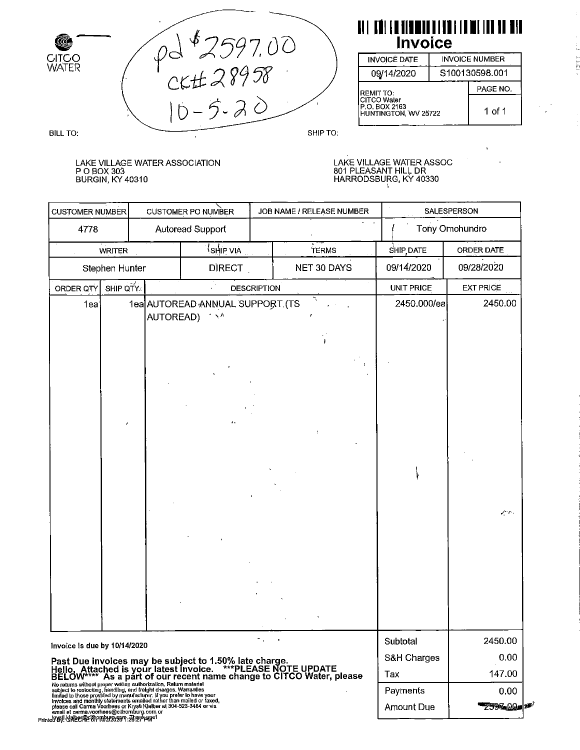CITCO WATER

pd $2597.00
ck# 28958
10-5-20

# Invoice

| INVOICE DATE | INVOICE NUMBER |
| --- | --- |
| 09/14/2020 | S100130598.001 |

| REMIT TO: | PAGE NO. |
| --- | --- |
| CITCO Water<br>P.O. BOX 2163<br>HUNTINGTON, WV 25722 | 1 of 1 |

BILL TO:

LAKE VILLAGE WATER ASSOCIATION
P O BOX 303
BURGIN, KY 40310

SHIP TO:

LAKE VILLAGE WATER ASSOC
801 PLEASANT HILL DR
HARRODSBURG, KY 40330

| CUSTOMER NUMBER | CUSTOMER PO NUMBER | JOB NAME / RELEASE NUMBER | SALESPERSON |
| --- | --- | --- | --- |
| 4778 | Autoread Support | | Tony Omohundro |

| WRITER | SHIP VIA | TERMS | SHIP DATE | ORDER DATE |
| --- | --- | --- | --- | --- |
| Stephen Hunter | DIRECT | NET 30 DAYS | 09/14/2020 | 09/28/2020 |

| ORDER QTY | SHIP QTY | DESCRIPTION | UNIT PRICE | EXT PRICE |
| --- | --- | --- | --- | --- |
| 1ea | 1ea | AUTOREAD ANNUAL SUPPORT (TS AUTOREAD) | 2450.000/ea | 2450.00 |

Invoice is due by 10/14/2020

**Past Due invoices may be subject to 1.50% late charge.**
**Hello, Attached is your latest invoice. \*\*\*PLEASE NOTE UPDATE BELOW\*\*\*\*\* As a part of our recent name change to CITCO Water, please**

No returns without proper written authorization. Return material subject to restocking, handling, and freight charges. Warranties limited to those provided by manufacturer. If you prefer to have your invoices and monthly statements emailed rather than mailed or faxed, please call Carma Voorhees or Krysti Kleiber at 304-523-3484 or via email at carma.voorhees@cithornburg.com or krysti.kleiber@cithornburg.com. Thank you!

| | |
| --- | --- |
| Subtotal | 2450.00 |
| S&H Charges | 0.00 |
| Tax | 147.00 |
| Payments | 0.00 |
| Amount Due | 2597.00 |

Printed By: GRECHE on 10/2/2020 1:29:27 PM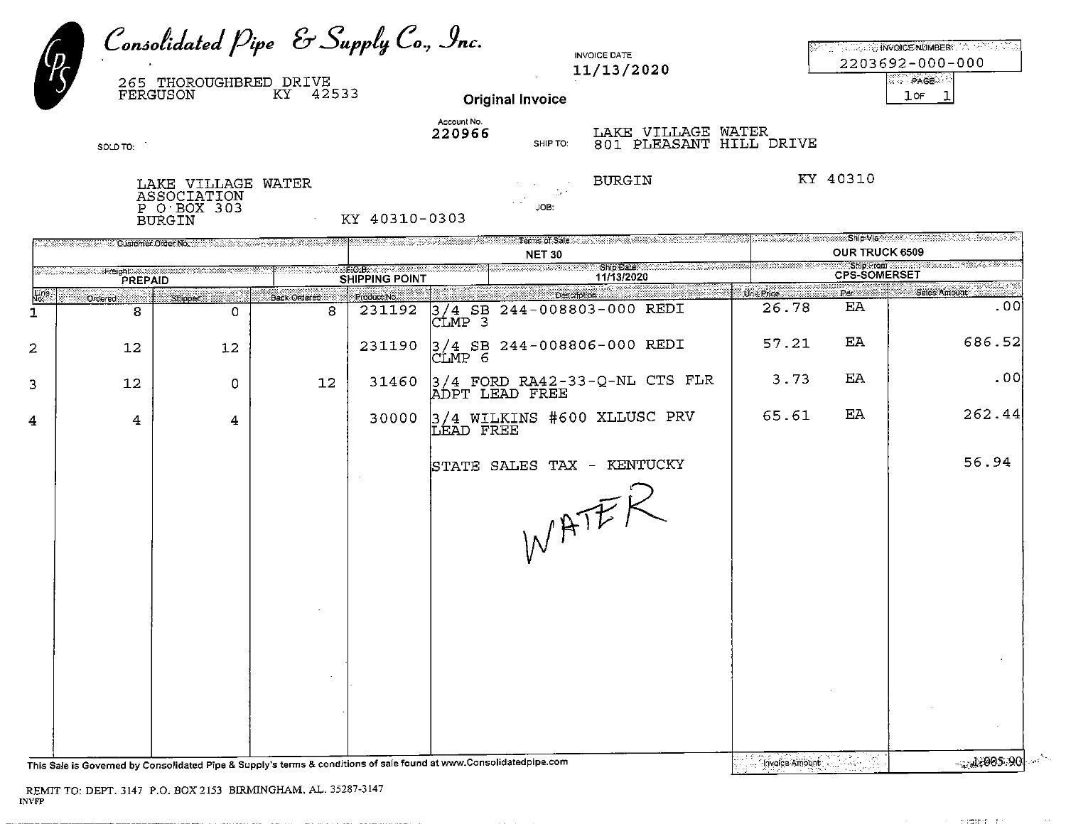# Consolidated Pipe & Supply Co., Inc.

265 THOROUGHBRED DRIVE
FERGUSON KY 42533

INVOICE DATE
11/13/2020

**Original Invoice**

INVOICE NUMBER
2203692-000-000

PAGE
1 OF 1

Account No.
220966

SOLD TO:

LAKE VILLAGE WATER
ASSOCIATION
P O BOX 303
BURGIN KY 40310-0303

SHIP TO:

LAKE VILLAGE WATER
801 PLEASANT HILL DRIVE

BURGIN KY 40310

JOB:

| Customer Order No. | Terms of Sale | Ship Via |
|---|---|---|
| | NET 30 | OUR TRUCK 6509 |

| Freight | F.O.B. | Ship Date | Ship From |
|---|---|---|---|
| PREPAID | SHIPPING POINT | 11/13/2020 | CPS-SOMERSET |

| Line No. | Ordered | Shipped | Back Ordered | Product No. | Description | Unit Price | Per | Sales Amount |
|---|---|---|---|---|---|---|---|---|
| 1 | 8 | 0 | 8 | 231192 | 3/4 SB 244-008803-000 REDI CLMP 3 | 26.78 | EA | .00 |
| 2 | 12 | 12 | | 231190 | 3/4 SB 244-008806-000 REDI CLMP 6 | 57.21 | EA | 686.52 |
| 3 | 12 | 0 | 12 | 31460 | 3/4 FORD RA42-33-Q-NL CTS FLR ADPT LEAD FREE | 3.73 | EA | .00 |
| 4 | 4 | 4 | | 30000 | 3/4 WILKINS #600 XLLUSC PRV LEAD FREE | 65.61 | EA | 262.44 |
| | | | | | STATE SALES TAX - KENTUCKY | | | 56.94 |

WATER

This Sale is Governed by Consolidated Pipe & Supply's terms & conditions of sale found at www.Consolidatedpipe.com

Invoice Amount 1,005.90

REMIT TO: DEPT. 3147 P.O. BOX 2153 BIRMINGHAM, AL. 35287-3147
INVFP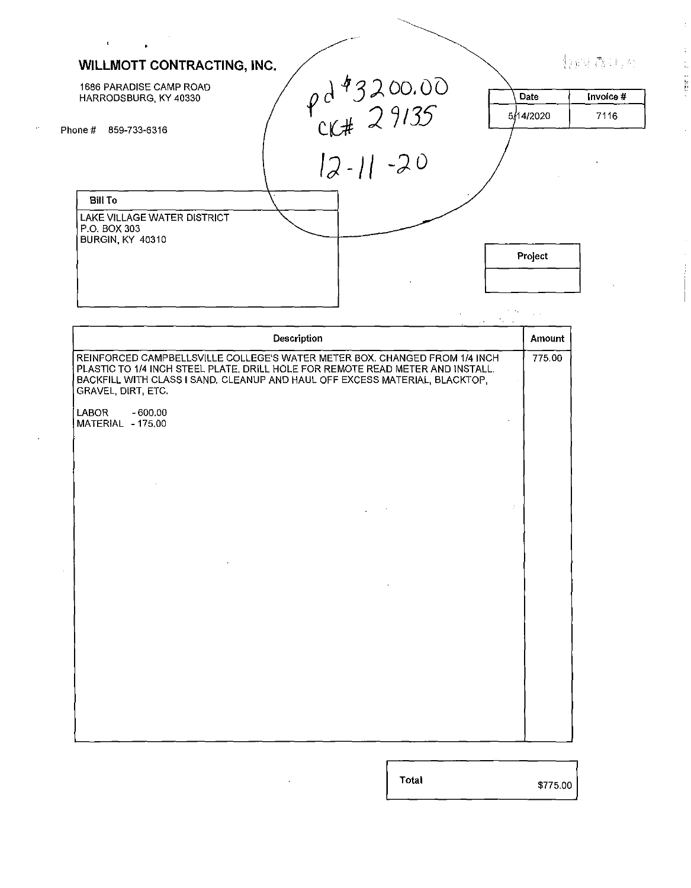# WILLMOTT CONTRACTING, INC.

1686 PARADISE CAMP ROAD
HARRODSBURG, KY 40330

Phone # 859-733-6316

pd $3200.00
CK# 29135
12-11-20

| Date | Invoice # |
|---|---|
| 5/14/2020 | 7116 |

| Bill To |
|---|
| LAKE VILLAGE WATER DISTRICT<br>P.O. BOX 303<br>BURGIN, KY 40310 |

| Project |
|---|
| |

| Description | Amount |
|---|---|
| REINFORCED CAMPBELLSVILLE COLLEGE'S WATER METER BOX. CHANGED FROM 1/4 INCH PLASTIC TO 1/4 INCH STEEL PLATE. DRILL HOLE FOR REMOTE READ METER AND INSTALL. BACKFILL WITH CLASS I SAND. CLEANUP AND HAUL OFF EXCESS MATERIAL, BLACKTOP, GRAVEL, DIRT, ETC.<br><br>LABOR - 600.00<br>MATERIAL - 175.00 | 775.00 |

| Total | $775.00 |
|---|---|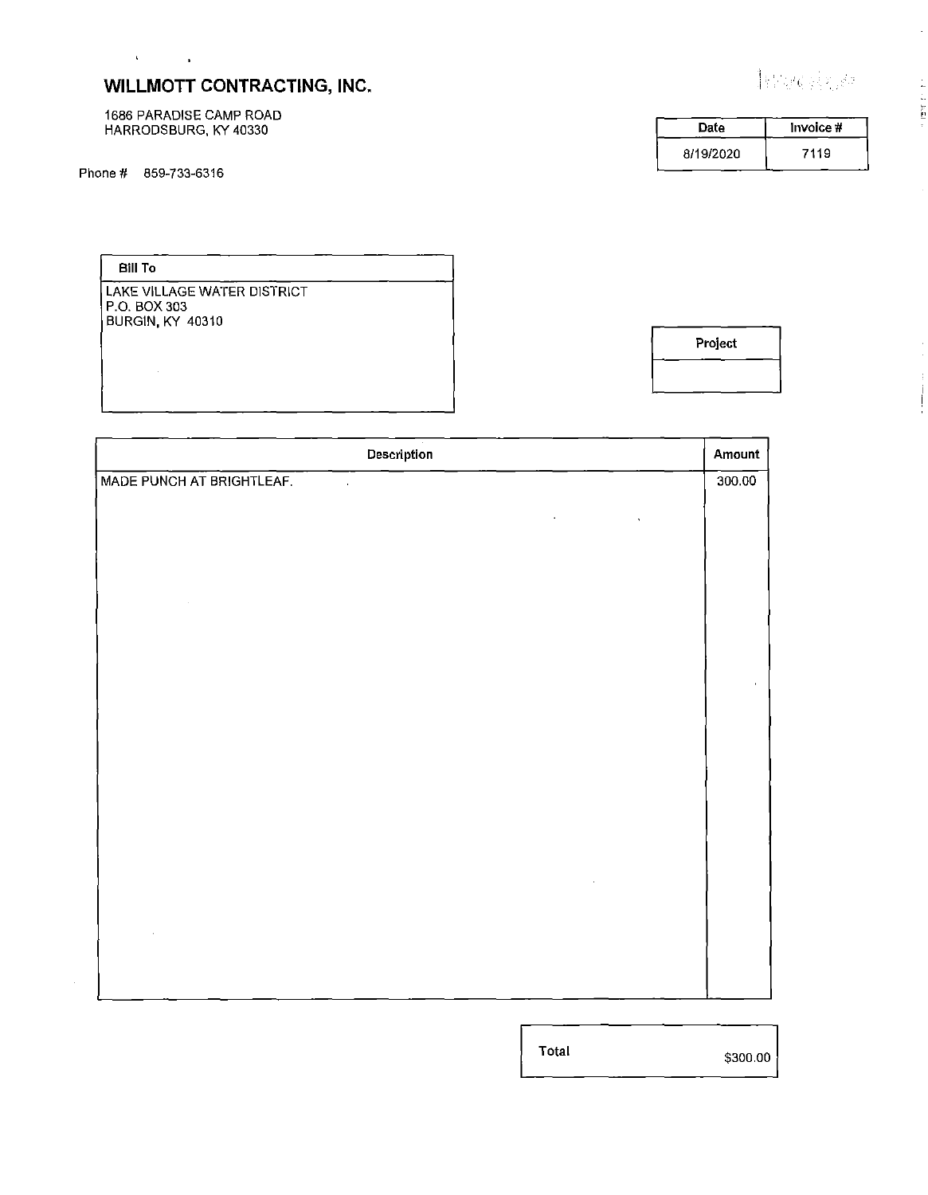# WILLMOTT CONTRACTING, INC.

1686 PARADISE CAMP ROAD
HARRODSBURG, KY 40330

Phone # 859-733-6316

| Date | Invoice # |
|---|---|
| 8/19/2020 | 7119 |

| Bill To |
|---|
| LAKE VILLAGE WATER DISTRICT<br>P.O. BOX 303<br>BURGIN, KY 40310 |

| Project |
|---|
| |

| Description | Amount |
|---|---|
| MADE PUNCH AT BRIGHTLEAF. | 300.00 |

| Total | $300.00 |
|---|---|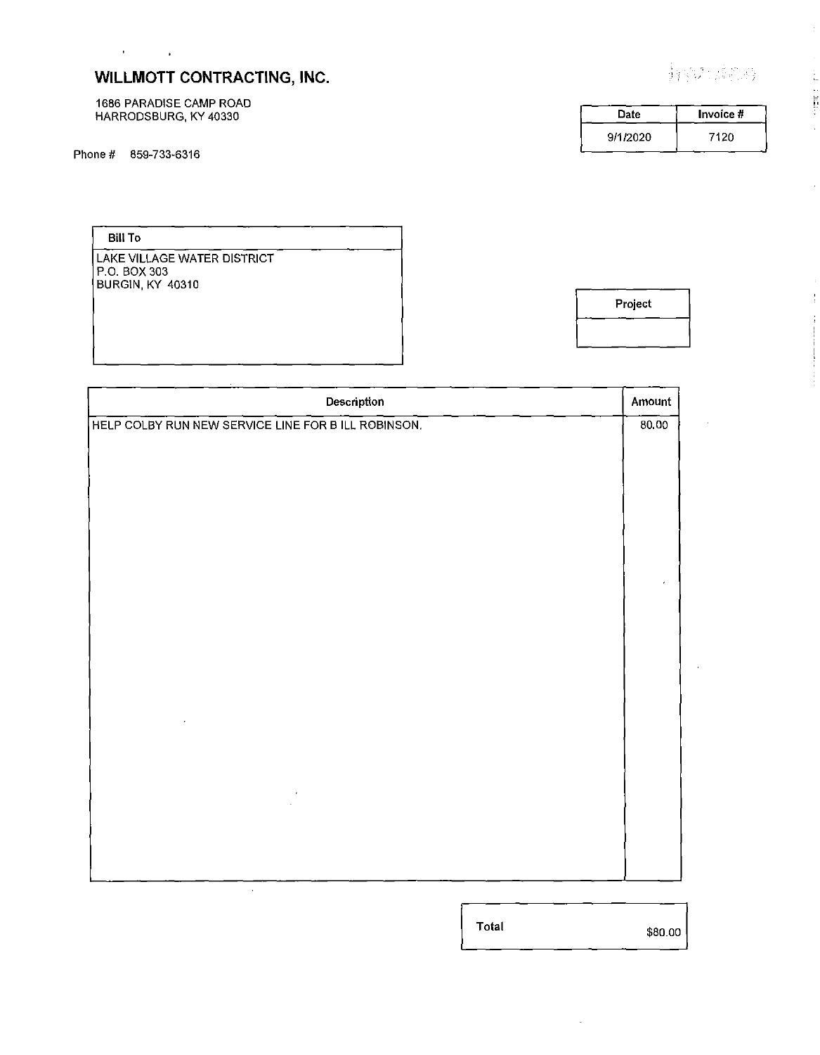# WILLMOTT CONTRACTING, INC.

1686 PARADISE CAMP ROAD
HARRODSBURG, KY 40330

Phone # 859-733-6316

| Date | Invoice # |
| --- | --- |
| 9/1/2020 | 7120 |

| Bill To |
| --- |
| LAKE VILLAGE WATER DISTRICT<br>P.O. BOX 303<br>BURGIN, KY 40310 |

| Project |
| --- |
| |

| Description | Amount |
| --- | --- |
| HELP COLBY RUN NEW SERVICE LINE FOR B ILL ROBINSON. | 80.00 |

| | |
| --- | --- |
| **Total** | $80.00 |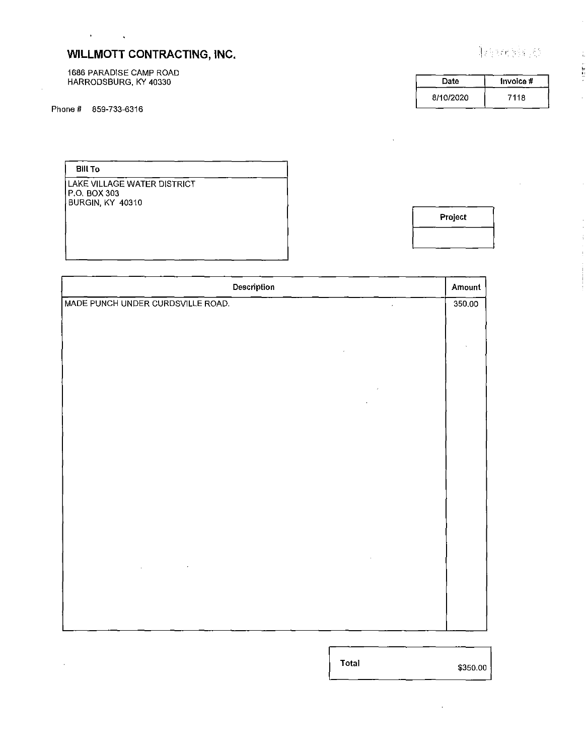# WILLMOTT CONTRACTING, INC.

1686 PARADISE CAMP ROAD
HARRODSBURG, KY 40330

Phone # 859-733-6316

| Date | Invoice # |
|---|---|
| 8/10/2020 | 7118 |

| Bill To |
|---|
| LAKE VILLAGE WATER DISTRICT<br>P.O. BOX 303<br>BURGIN, KY 40310 |

| Project |
|---|
| |

| Description | Amount |
|---|---|
| MADE PUNCH UNDER CURDSVILLE ROAD. | 350.00 |

| | |
|---|---|
| **Total** | $350.00 |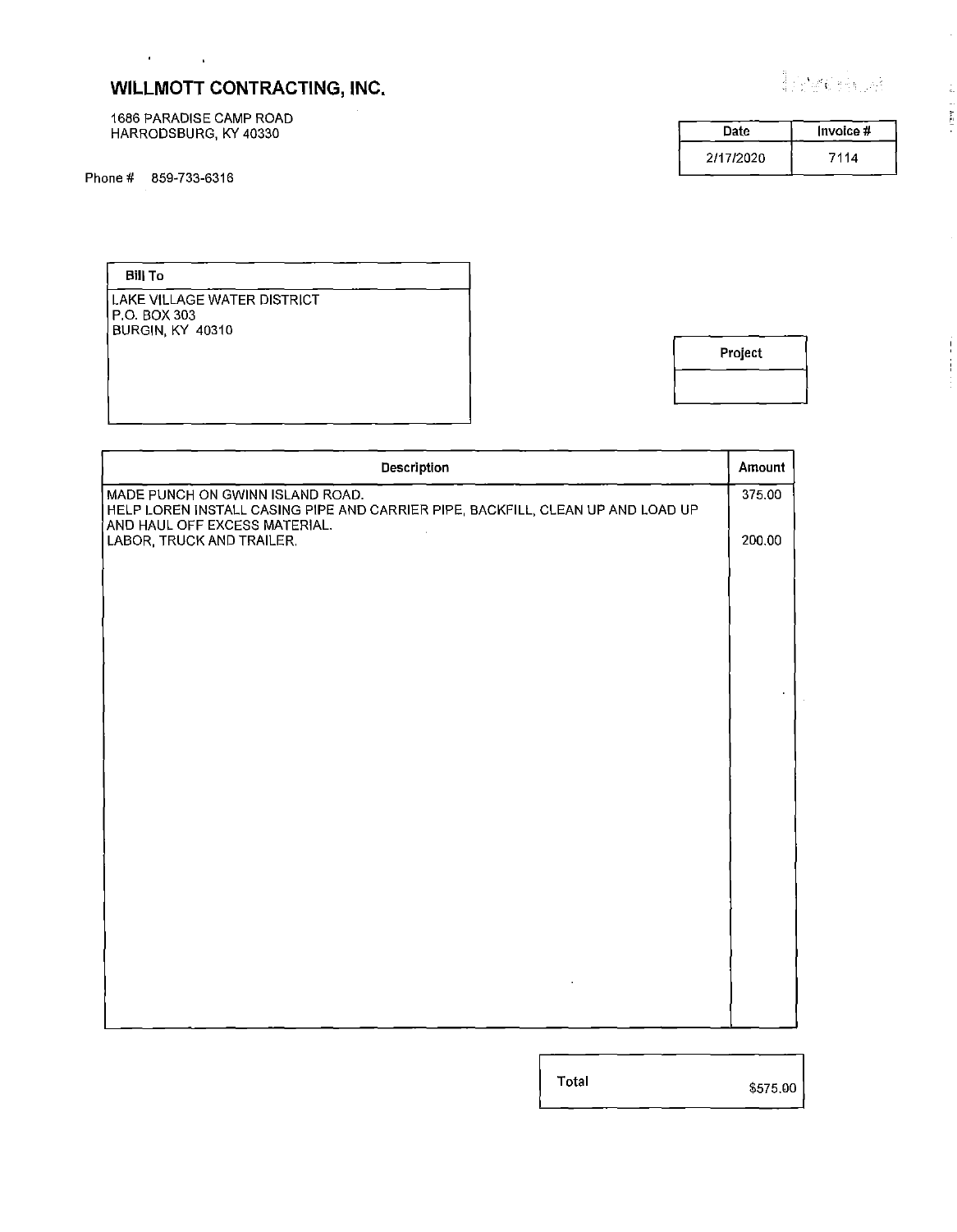# WILLMOTT CONTRACTING, INC.

1686 PARADISE CAMP ROAD
HARRODSBURG, KY 40330

Phone # 859-733-6316

| Date | Invoice # |
|---|---|
| 2/17/2020 | 7114 |

| Bill To |
|---|
| LAKE VILLAGE WATER DISTRICT<br>P.O. BOX 303<br>BURGIN, KY 40310 |

| Project |
|---|
| |

| Description | Amount |
|---|---|
| MADE PUNCH ON GWINN ISLAND ROAD.<br>HELP LOREN INSTALL CASING PIPE AND CARRIER PIPE, BACKFILL, CLEAN UP AND LOAD UP AND HAUL OFF EXCESS MATERIAL. | 375.00 |
| LABOR, TRUCK AND TRAILER. | 200.00 |

| Total | $575.00 |
|---|---|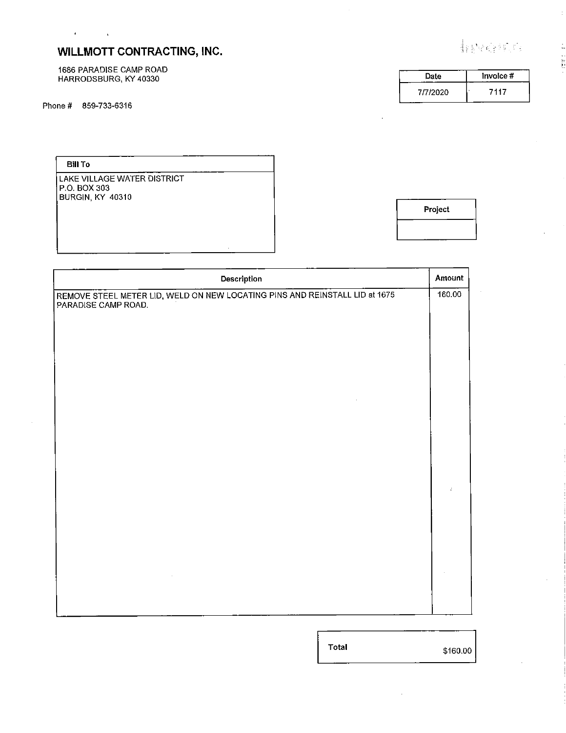# WILLMOTT CONTRACTING, INC.

1686 PARADISE CAMP ROAD
HARRODSBURG, KY 40330

Phone # 859-733-6316

| Date | Invoice # |
| --- | --- |
| 7/7/2020 | 7117 |

| Bill To |
| --- |
| LAKE VILLAGE WATER DISTRICT<br>P.O. BOX 303<br>BURGIN, KY 40310 |

| Project |
| --- |
| |

| Description | Amount |
| --- | --- |
| REMOVE STEEL METER LID, WELD ON NEW LOCATING PINS AND REINSTALL LID at 1675 PARADISE CAMP ROAD. | 160.00 |

| | |
| --- | --- |
| **Total** | $160.00 |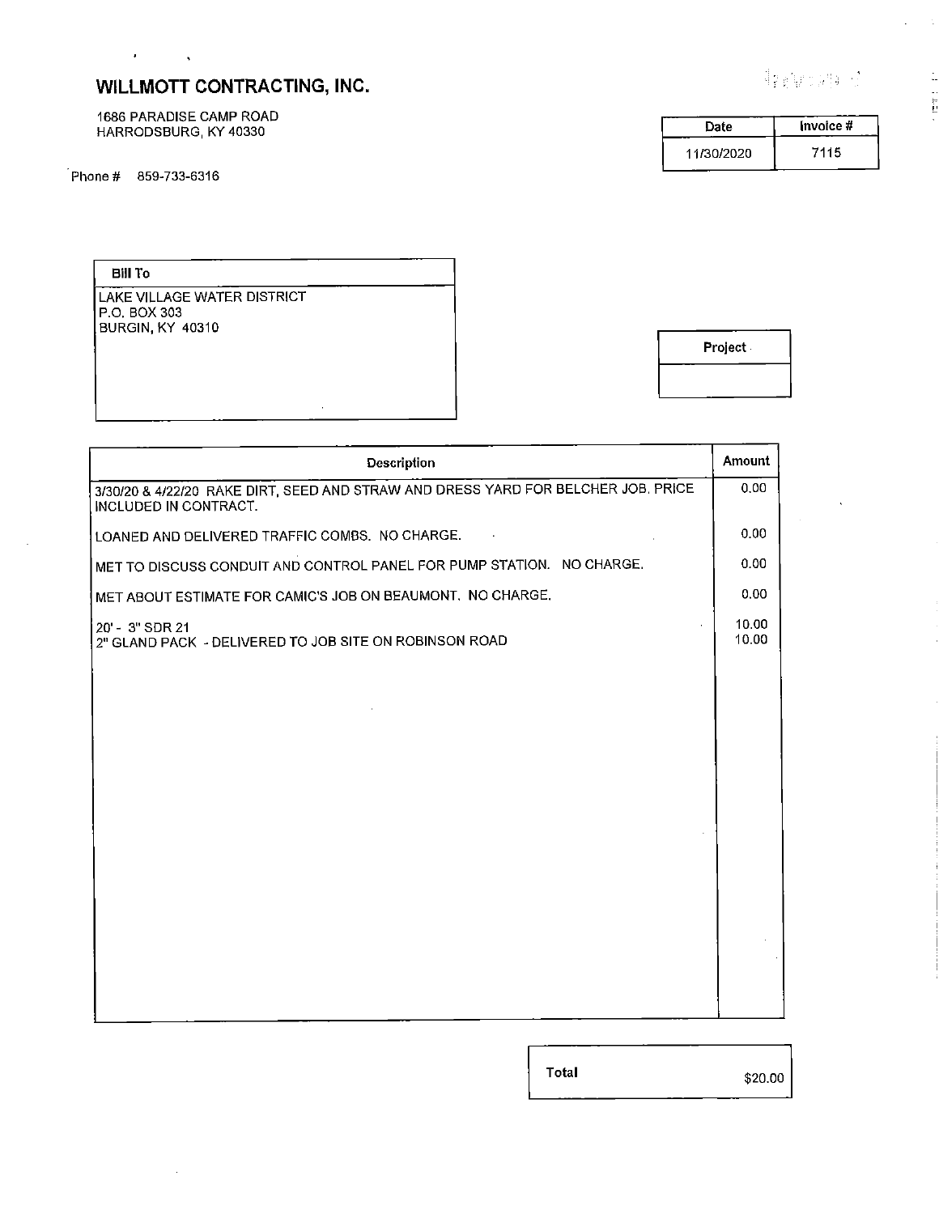# WILLMOTT CONTRACTING, INC.

1686 PARADISE CAMP ROAD
HARRODSBURG, KY 40330

Phone # 859-733-6316

| Date | Invoice # |
|---|---|
| 11/30/2020 | 7115 |

| Bill To |
|---|
| LAKE VILLAGE WATER DISTRICT<br>P.O. BOX 303<br>BURGIN, KY 40310 |

| Project |
|---|
| |

| Description | Amount |
|---|---|
| 3/30/20 & 4/22/20 RAKE DIRT, SEED AND STRAW AND DRESS YARD FOR BELCHER JOB. PRICE INCLUDED IN CONTRACT. | 0.00 |
| LOANED AND DELIVERED TRAFFIC COMBS. NO CHARGE. | 0.00 |
| MET TO DISCUSS CONDUIT AND CONTROL PANEL FOR PUMP STATION. NO CHARGE. | 0.00 |
| MET ABOUT ESTIMATE FOR CAMIC'S JOB ON BEAUMONT. NO CHARGE. | 0.00 |
| 20' - 3" SDR 21 | 10.00 |
| 2" GLAND PACK - DELIVERED TO JOB SITE ON ROBINSON ROAD | 10.00 |

| Total | $20.00 |
|---|---|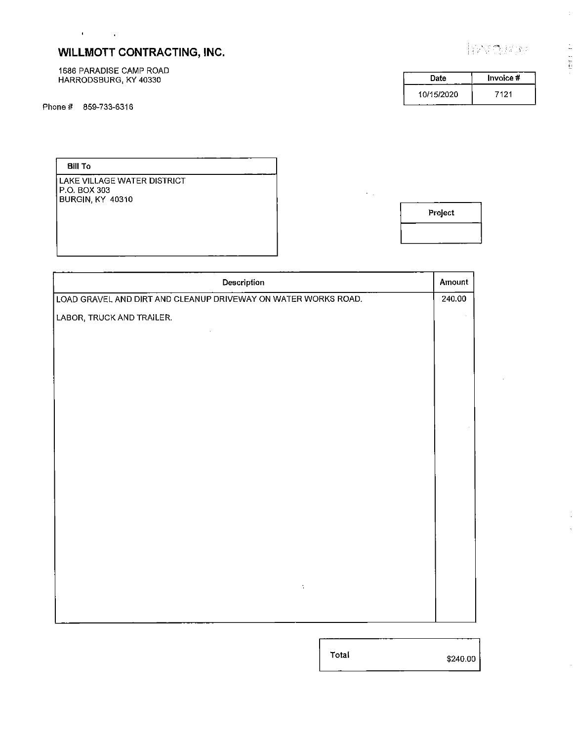# WILLMOTT CONTRACTING, INC.

1686 PARADISE CAMP ROAD
HARRODSBURG, KY 40330

Phone # 859-733-6316

| Date | Invoice # |
| --- | --- |
| 10/15/2020 | 7121 |

| Bill To |
| --- |
| LAKE VILLAGE WATER DISTRICT<br>P.O. BOX 303<br>BURGIN, KY 40310 |

| Project |
| --- |
| |

| Description | Amount |
| --- | --- |
| LOAD GRAVEL AND DIRT AND CLEANUP DRIVEWAY ON WATER WORKS ROAD. | 240.00 |
| LABOR, TRUCK AND TRAILER. | |

| | |
| --- | --- |
| Total | $240.00 |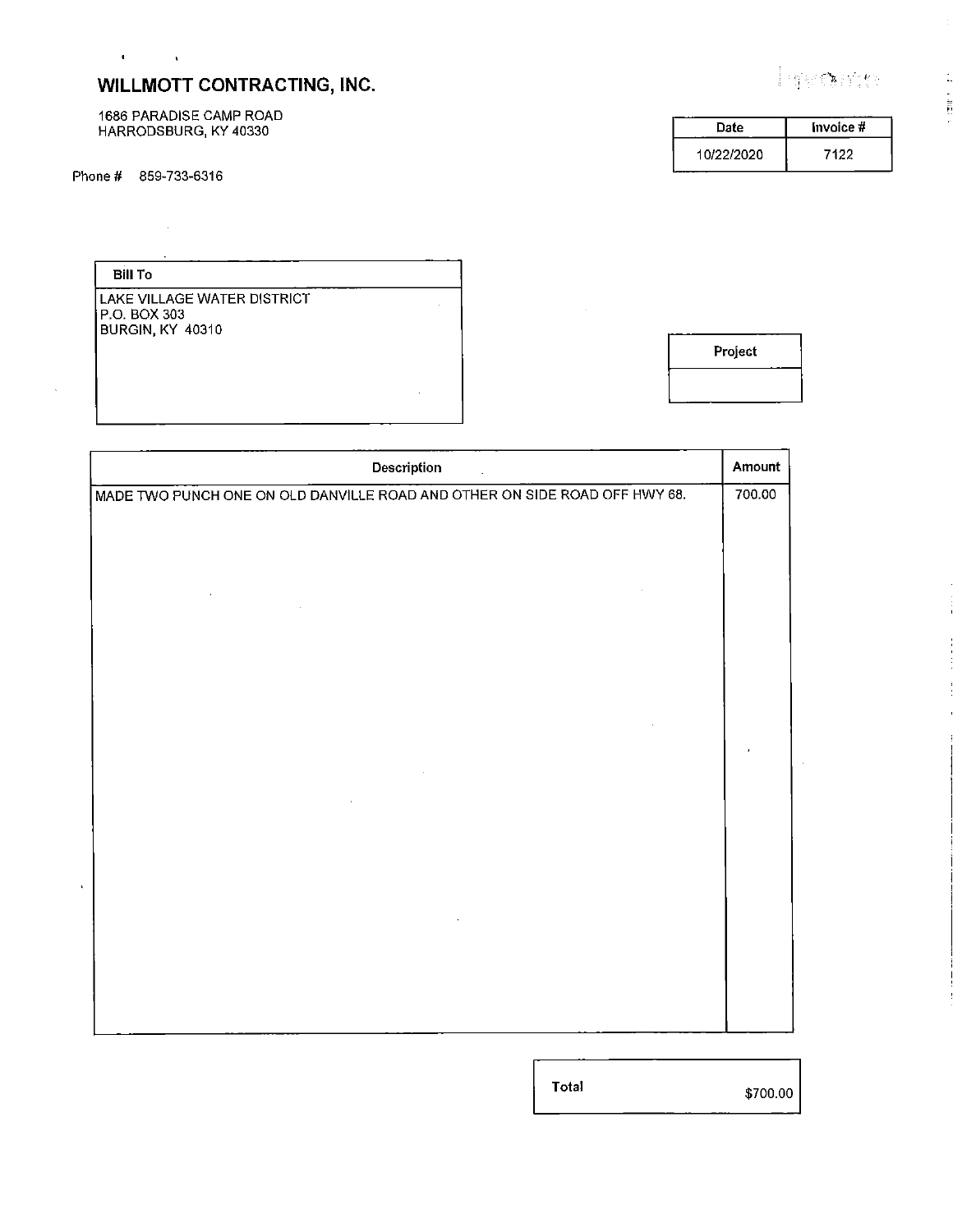# WILLMOTT CONTRACTING, INC.

1686 PARADISE CAMP ROAD
HARRODSBURG, KY 40330

Phone # 859-733-6316

Invoice

| Date | Invoice # |
| --- | --- |
| 10/22/2020 | 7122 |

| Bill To |
| --- |
| LAKE VILLAGE WATER DISTRICT<br>P.O. BOX 303<br>BURGIN, KY 40310 |

| Project |
| --- |
| |

| Description | Amount |
| --- | --- |
| MADE TWO PUNCH ONE ON OLD DANVILLE ROAD AND OTHER ON SIDE ROAD OFF HWY 68. | 700.00 |

| | |
| --- | --- |
| **Total** | $700.00 |